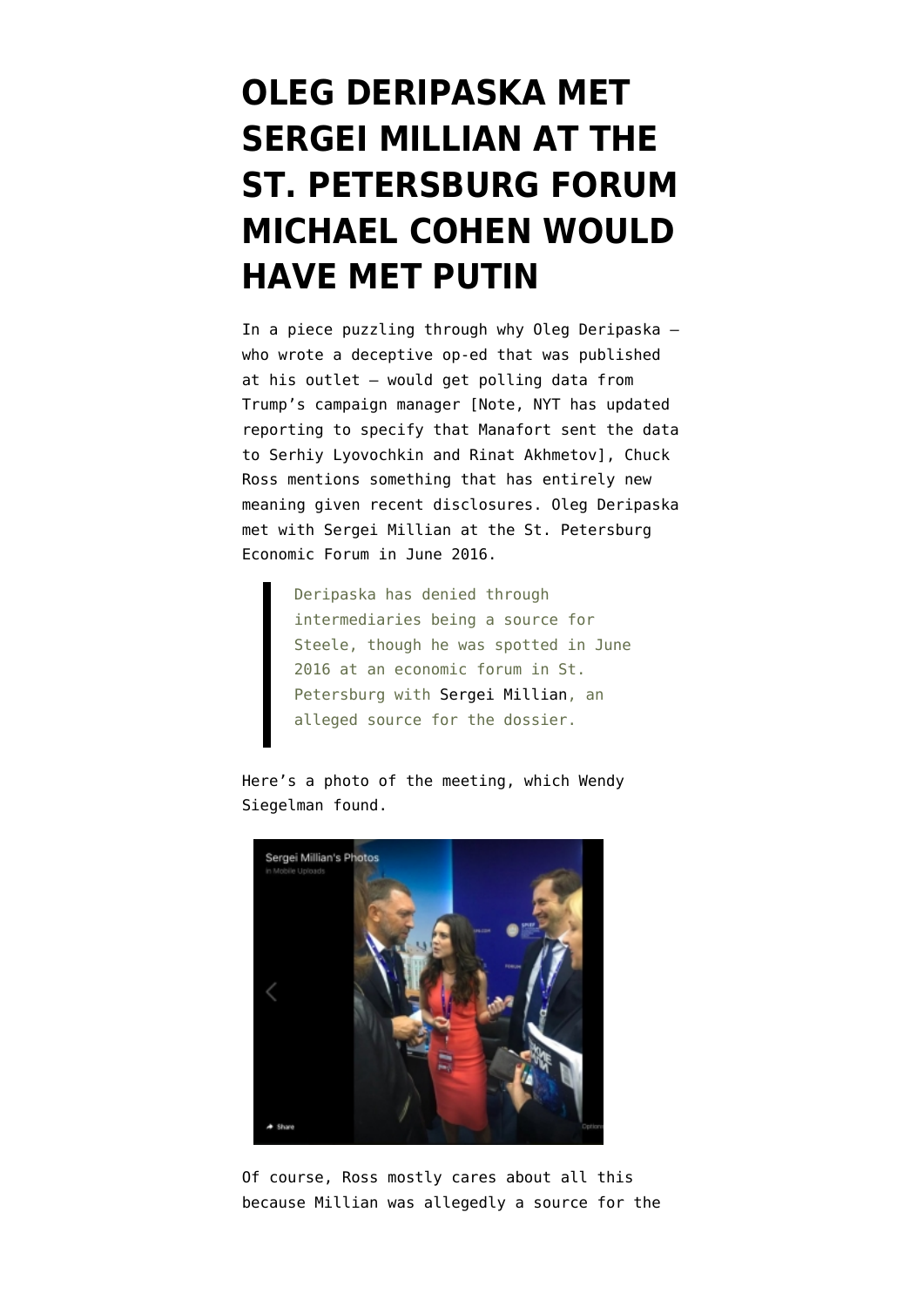# OLEG DERIPASKA MET SERGEI MILLIAN AT THE ST. PETERSBURG FORUM MICHAEL COHEN WOULD HAVE MET PUTIN

In a piece puzzling through why Oleg Deripaska — who wrote a deceptive op-ed that was published at his outlet — would get polling data from Trump's campaign manager [Note, NYT has updated reporting to specify that Manafort sent the data to Serhiy Lyovochkin and Rinat Akhmetov], Chuck Ross mentions something that has entirely new meaning given recent disclosures. Oleg Deripaska met with Sergei Millian at the St. Petersburg Economic Forum in June 2016.

> Deripaska has denied through intermediaries being a source for Steele, though he was spotted in June 2016 at an economic forum in St. Petersburg with Sergei Millian, an alleged source for the dossier.

Here's a photo of the meeting, which Wendy Siegelman found.

Of course, Ross mostly cares about all this because Millian was allegedly a source for the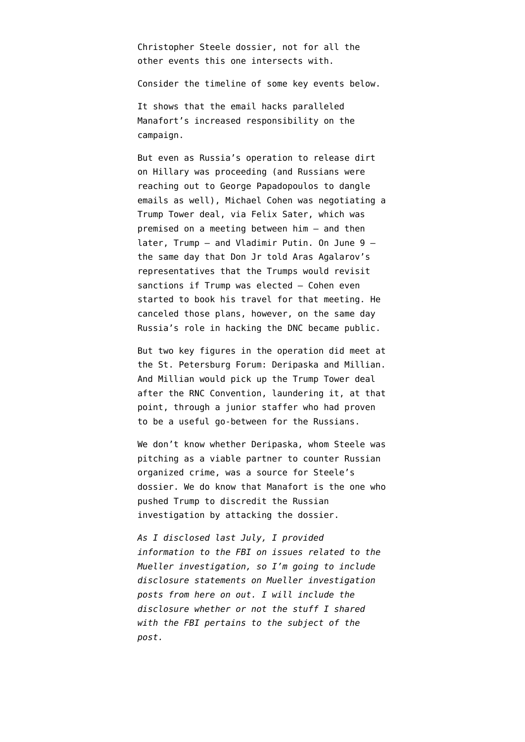Christopher Steele dossier, not for all the other events this one intersects with.

Consider the timeline of some key events below.

It shows that the email hacks paralleled Manafort's increased responsibility on the campaign.

But even as Russia's operation to release dirt on Hillary was proceeding (and Russians were reaching out to George Papadopoulos to dangle emails as well), Michael Cohen was negotiating a Trump Tower deal, via Felix Sater, which was premised on a meeting between him — and then later, Trump — and Vladimir Putin. On June 9 — the same day that Don Jr told Aras Agalarov's representatives that the Trumps would revisit sanctions if Trump was elected — Cohen even started to book his travel for that meeting. He canceled those plans, however, on the same day Russia's role in hacking the DNC became public.

But two key figures in the operation did meet at the St. Petersburg Forum: Deripaska and Millian. And Millian would pick up the Trump Tower deal after the RNC Convention, laundering it, at that point, through a junior staffer who had proven to be a useful go-between for the Russians.

We don't know whether Deripaska, whom Steele was pitching as a viable partner to counter Russian organized crime, was a source for Steele's dossier. We do know that Manafort is the one who pushed Trump to discredit the Russian investigation by attacking the dossier.

*As I disclosed last July, I provided information to the FBI on issues related to the Mueller investigation, so I'm going to include disclosure statements on Mueller investigation posts from here on out. I will include the disclosure whether or not the stuff I shared with the FBI pertains to the subject of the post.*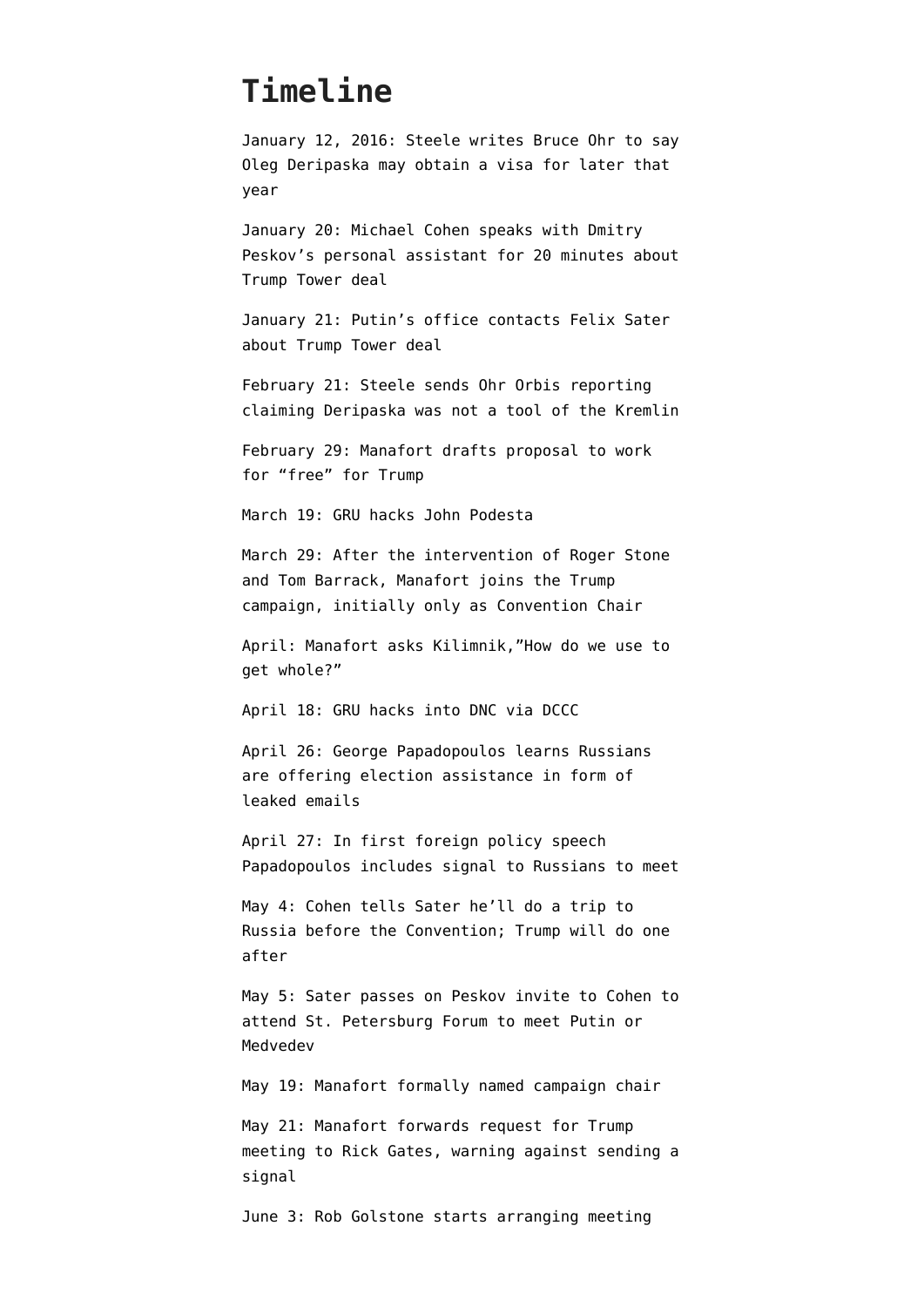# Timeline

January 12, 2016: Steele writes Bruce Ohr to say Oleg Deripaska may obtain a visa for later that year

January 20: Michael Cohen speaks with Dmitry Peskov's personal assistant for 20 minutes about Trump Tower deal

January 21: Putin's office contacts Felix Sater about Trump Tower deal

February 21: Steele sends Ohr Orbis reporting claiming Deripaska was not a tool of the Kremlin

February 29: Manafort drafts proposal to work for "free" for Trump

March 19: GRU hacks John Podesta

March 29: After the intervention of Roger Stone and Tom Barrack, Manafort joins the Trump campaign, initially only as Convention Chair

April: Manafort asks Kilimnik,"How do we use to get whole?"

April 18: GRU hacks into DNC via DCCC

April 26: George Papadopoulos learns Russians are offering election assistance in form of leaked emails

April 27: In first foreign policy speech Papadopoulos includes signal to Russians to meet

May 4: Cohen tells Sater he'll do a trip to Russia before the Convention; Trump will do one after

May 5: Sater passes on Peskov invite to Cohen to attend St. Petersburg Forum to meet Putin or Medvedev

May 19: Manafort formally named campaign chair

May 21: Manafort forwards request for Trump meeting to Rick Gates, warning against sending a signal

June 3: Rob Golstone starts arranging meeting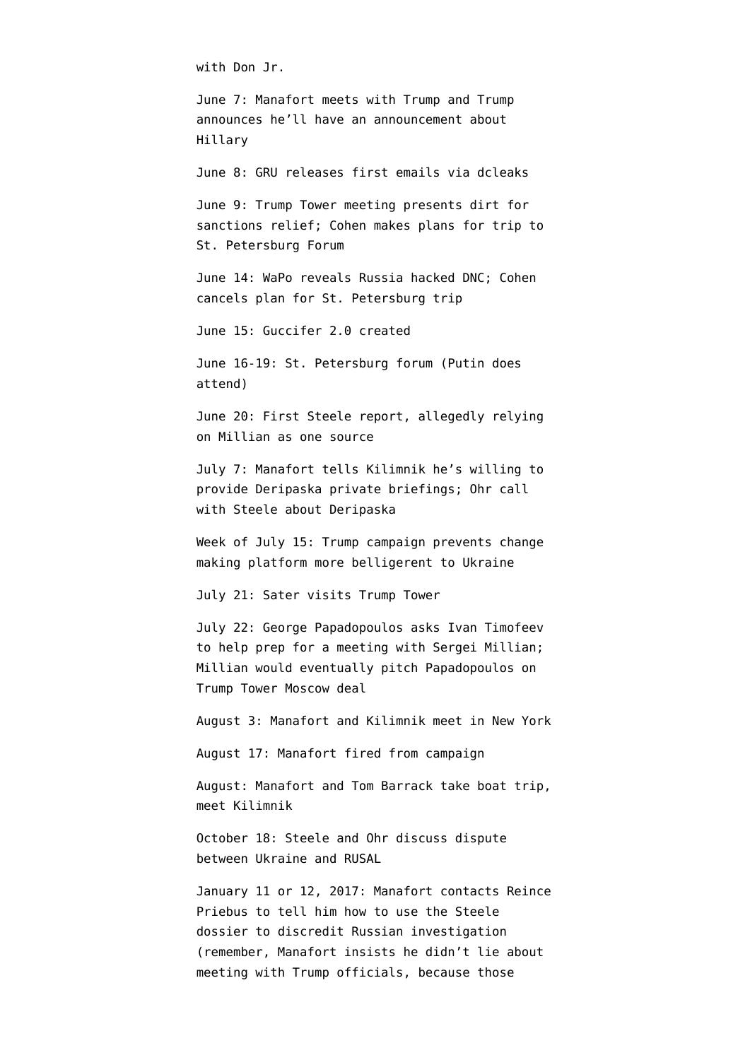with Don Jr.

June 7: Manafort meets with Trump and Trump announces he'll have an announcement about Hillary

June 8: GRU releases first emails via dcleaks

June 9: Trump Tower meeting presents dirt for sanctions relief; Cohen makes plans for trip to St. Petersburg Forum

June 14: WaPo reveals Russia hacked DNC; Cohen cancels plan for St. Petersburg trip

June 15: Guccifer 2.0 created

June 16-19: St. Petersburg forum (Putin does attend)

June 20: First Steele report, allegedly relying on Millian as one source

July 7: Manafort tells Kilimnik he's willing to provide Deripaska private briefings; Ohr call with Steele about Deripaska

Week of July 15: Trump campaign prevents change making platform more belligerent to Ukraine

July 21: Sater visits Trump Tower

July 22: George Papadopoulos asks Ivan Timofeev to help prep for a meeting with Sergei Millian; Millian would eventually pitch Papadopoulos on Trump Tower Moscow deal

August 3: Manafort and Kilimnik meet in New York

August 17: Manafort fired from campaign

August: Manafort and Tom Barrack take boat trip, meet Kilimnik

October 18: Steele and Ohr discuss dispute between Ukraine and RUSAL

January 11 or 12, 2017: Manafort contacts Reince Priebus to tell him how to use the Steele dossier to discredit Russian investigation (remember, Manafort insists he didn't lie about meeting with Trump officials, because those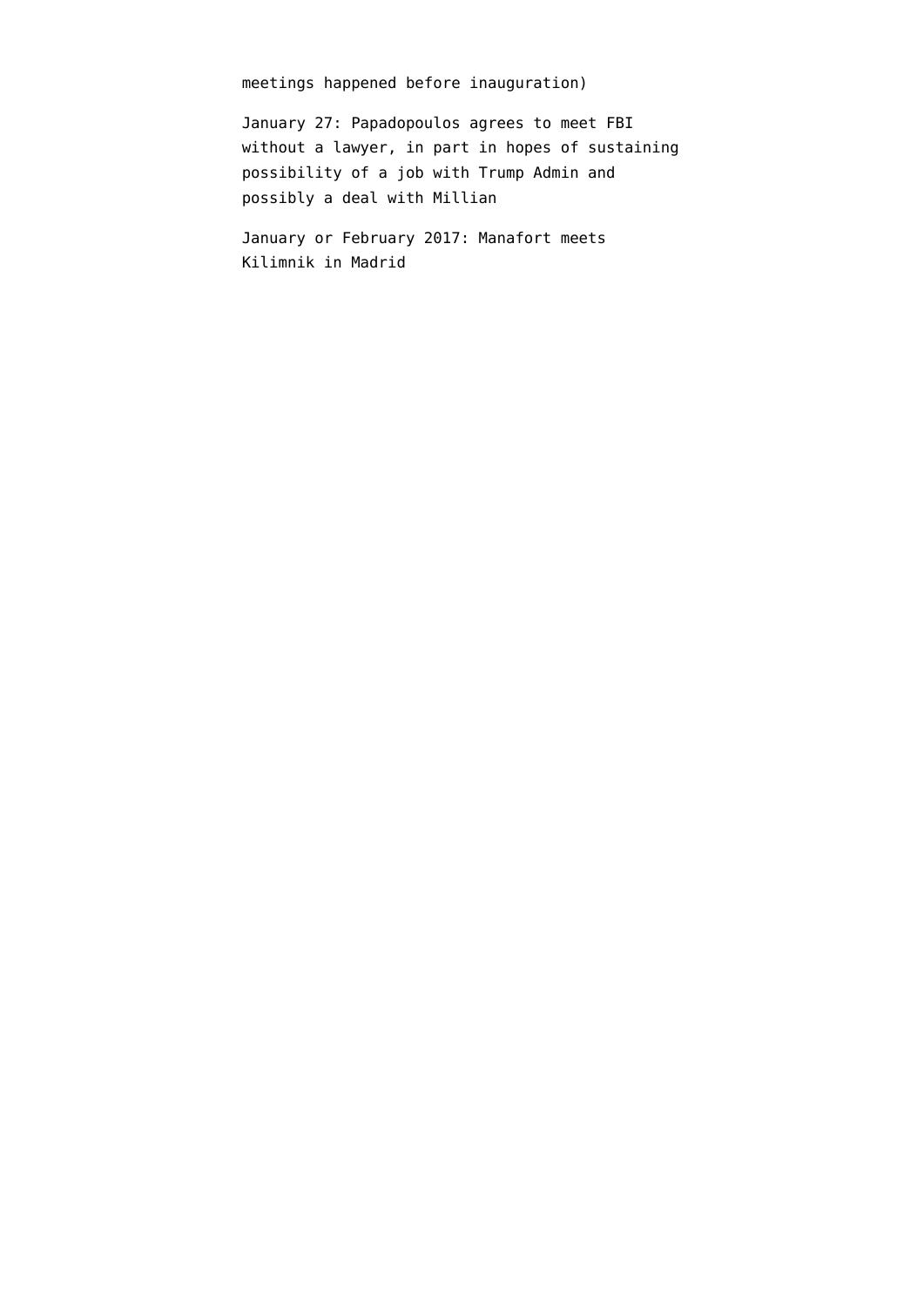meetings happened before inauguration)

January 27: Papadopoulos agrees to meet FBI without a lawyer, in part in hopes of sustaining possibility of a job with Trump Admin and possibly a deal with Millian

January or February 2017: Manafort meets Kilimnik in Madrid